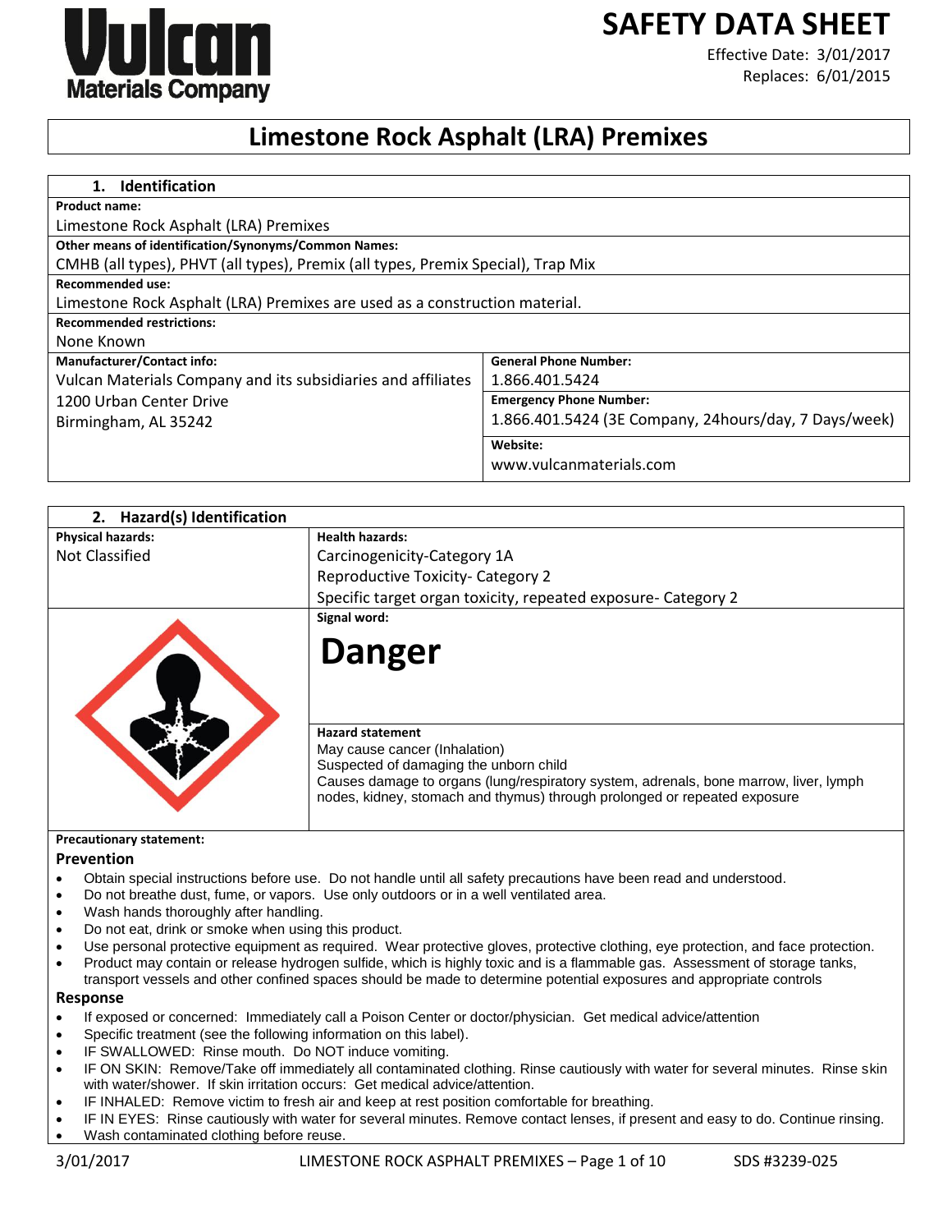Vulcan Materials Company

# SAFETY DATA SHEET

Effective Date: 3/01/2017
Replaces: 6/01/2015

# Limestone Rock Asphalt (LRA) Premixes

## 1. Identification

**Product name:**
Limestone Rock Asphalt (LRA) Premixes

**Other means of identification/Synonyms/Common Names:**
CMHB (all types), PHVT (all types), Premix (all types, Premix Special), Trap Mix

**Recommended use:**
Limestone Rock Asphalt (LRA) Premixes are used as a construction material.

**Recommended restrictions:**
None Known

| **Manufacturer/Contact info:** | **General Phone Number:** |
| --- | --- |
| Vulcan Materials Company and its subsidiaries and affiliates | 1.866.401.5424 |
| 1200 Urban Center Drive | **Emergency Phone Number:** |
| Birmingham, AL 35242 | 1.866.401.5424 (3E Company, 24hours/day, 7 Days/week) |
| | **Website:** |
| | www.vulcanmaterials.com |

## 2. Hazard(s) Identification

| **Physical hazards:** | **Health hazards:** |
| --- | --- |
| Not Classified | Carcinogenicity-Category 1A |
| | Reproductive Toxicity- Category 2 |
| | Specific target organ toxicity, repeated exposure- Category 2 |

**Signal word:**

**Danger**

**Hazard statement**
May cause cancer (Inhalation)
Suspected of damaging the unborn child
Causes damage to organs (lung/respiratory system, adrenals, bone marrow, liver, lymph nodes, kidney, stomach and thymus) through prolonged or repeated exposure

**Precautionary statement:**

### Prevention

- Obtain special instructions before use. Do not handle until all safety precautions have been read and understood.
- Do not breathe dust, fume, or vapors. Use only outdoors or in a well ventilated area.
- Wash hands thoroughly after handling.
- Do not eat, drink or smoke when using this product.
- Use personal protective equipment as required. Wear protective gloves, protective clothing, eye protection, and face protection.
- Product may contain or release hydrogen sulfide, which is highly toxic and is a flammable gas. Assessment of storage tanks, transport vessels and other confined spaces should be made to determine potential exposures and appropriate controls

### Response

- If exposed or concerned: Immediately call a Poison Center or doctor/physician. Get medical advice/attention
- Specific treatment (see the following information on this label).
- IF SWALLOWED: Rinse mouth. Do NOT induce vomiting.
- IF ON SKIN: Remove/Take off immediately all contaminated clothing. Rinse cautiously with water for several minutes. Rinse skin with water/shower. If skin irritation occurs: Get medical advice/attention.
- IF INHALED: Remove victim to fresh air and keep at rest position comfortable for breathing.
- IF IN EYES: Rinse cautiously with water for several minutes. Remove contact lenses, if present and easy to do. Continue rinsing.
- Wash contaminated clothing before reuse.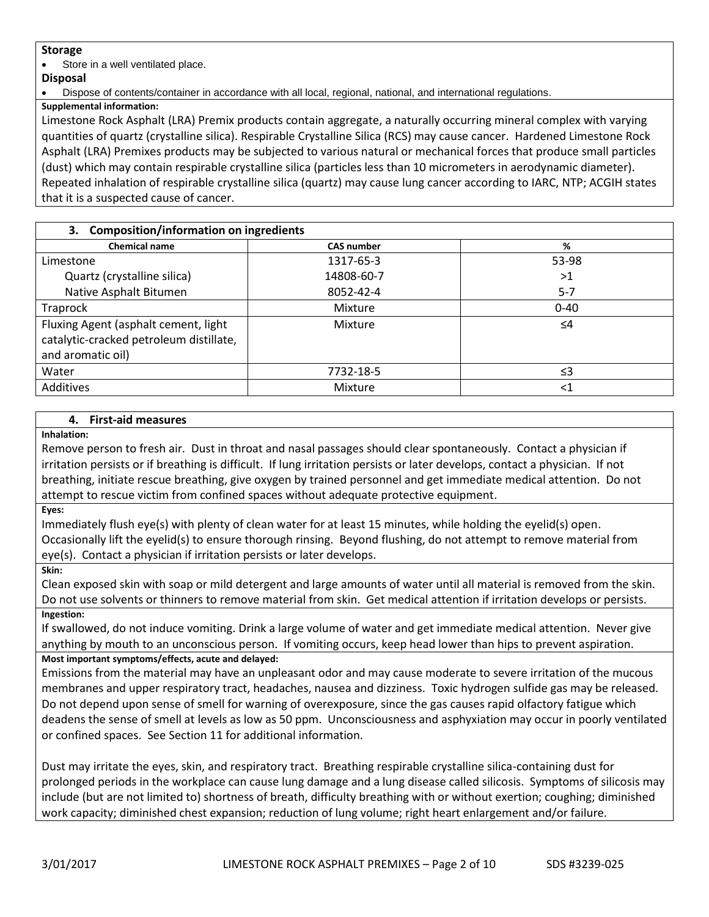**Storage**

- Store in a well ventilated place.

**Disposal**

- Dispose of contents/container in accordance with all local, regional, national, and international regulations.

**Supplemental information:**

Limestone Rock Asphalt (LRA) Premix products contain aggregate, a naturally occurring mineral complex with varying quantities of quartz (crystalline silica). Respirable Crystalline Silica (RCS) may cause cancer. Hardened Limestone Rock Asphalt (LRA) Premixes products may be subjected to various natural or mechanical forces that produce small particles (dust) which may contain respirable crystalline silica (particles less than 10 micrometers in aerodynamic diameter). Repeated inhalation of respirable crystalline silica (quartz) may cause lung cancer according to IARC, NTP; ACGIH states that it is a suspected cause of cancer.

## 3. Composition/information on ingredients

| Chemical name | CAS number | % |
|---|---|---|
| Limestone | 1317-65-3 | 53-98 |
| Quartz (crystalline silica) | 14808-60-7 | >1 |
| Native Asphalt Bitumen | 8052-42-4 | 5-7 |
| Traprock | Mixture | 0-40 |
| Fluxing Agent (asphalt cement, light catalytic-cracked petroleum distillate, and aromatic oil) | Mixture | ≤4 |
| Water | 7732-18-5 | ≤3 |
| Additives | Mixture | <1 |

## 4. First-aid measures

**Inhalation:**

Remove person to fresh air. Dust in throat and nasal passages should clear spontaneously. Contact a physician if irritation persists or if breathing is difficult. If lung irritation persists or later develops, contact a physician. If not breathing, initiate rescue breathing, give oxygen by trained personnel and get immediate medical attention. Do not attempt to rescue victim from confined spaces without adequate protective equipment.

**Eyes:**

Immediately flush eye(s) with plenty of clean water for at least 15 minutes, while holding the eyelid(s) open. Occasionally lift the eyelid(s) to ensure thorough rinsing. Beyond flushing, do not attempt to remove material from eye(s). Contact a physician if irritation persists or later develops.

**Skin:**

Clean exposed skin with soap or mild detergent and large amounts of water until all material is removed from the skin. Do not use solvents or thinners to remove material from skin. Get medical attention if irritation develops or persists.

**Ingestion:**

If swallowed, do not induce vomiting. Drink a large volume of water and get immediate medical attention. Never give anything by mouth to an unconscious person. If vomiting occurs, keep head lower than hips to prevent aspiration.

**Most important symptoms/effects, acute and delayed:**

Emissions from the material may have an unpleasant odor and may cause moderate to severe irritation of the mucous membranes and upper respiratory tract, headaches, nausea and dizziness. Toxic hydrogen sulfide gas may be released. Do not depend upon sense of smell for warning of overexposure, since the gas causes rapid olfactory fatigue which deadens the sense of smell at levels as low as 50 ppm. Unconsciousness and asphyxiation may occur in poorly ventilated or confined spaces. See Section 11 for additional information.

Dust may irritate the eyes, skin, and respiratory tract. Breathing respirable crystalline silica-containing dust for prolonged periods in the workplace can cause lung damage and a lung disease called silicosis. Symptoms of silicosis may include (but are not limited to) shortness of breath, difficulty breathing with or without exertion; coughing; diminished work capacity; diminished chest expansion; reduction of lung volume; right heart enlargement and/or failure.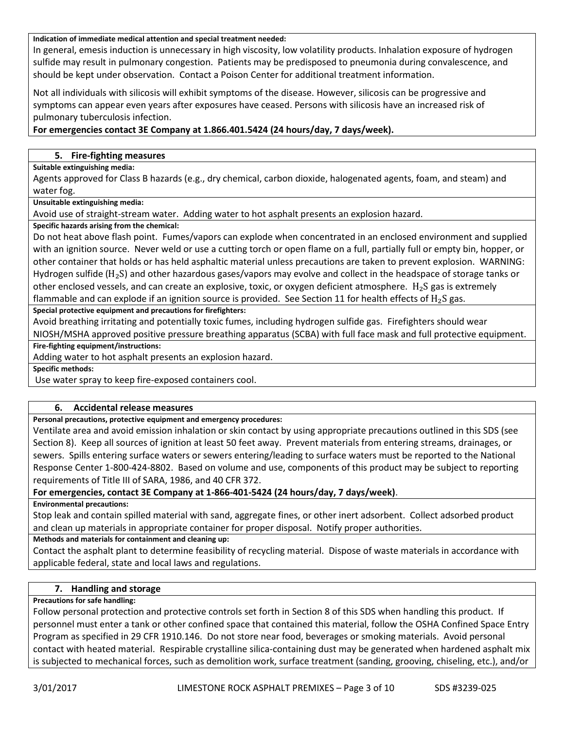**Indication of immediate medical attention and special treatment needed:**

In general, emesis induction is unnecessary in high viscosity, low volatility products. Inhalation exposure of hydrogen sulfide may result in pulmonary congestion. Patients may be predisposed to pneumonia during convalescence, and should be kept under observation. Contact a Poison Center for additional treatment information.

Not all individuals with silicosis will exhibit symptoms of the disease. However, silicosis can be progressive and symptoms can appear even years after exposures have ceased. Persons with silicosis have an increased risk of pulmonary tuberculosis infection.

**For emergencies contact 3E Company at 1.866.401.5424 (24 hours/day, 7 days/week).**

## 5. Fire-fighting measures

**Suitable extinguishing media:**

Agents approved for Class B hazards (e.g., dry chemical, carbon dioxide, halogenated agents, foam, and steam) and water fog.

**Unsuitable extinguishing media:**

Avoid use of straight-stream water. Adding water to hot asphalt presents an explosion hazard.

**Specific hazards arising from the chemical:**

Do not heat above flash point. Fumes/vapors can explode when concentrated in an enclosed environment and supplied with an ignition source. Never weld or use a cutting torch or open flame on a full, partially full or empty bin, hopper, or other container that holds or has held asphaltic material unless precautions are taken to prevent explosion. WARNING: Hydrogen sulfide ($H_2S$) and other hazardous gases/vapors may evolve and collect in the headspace of storage tanks or other enclosed vessels, and can create an explosive, toxic, or oxygen deficient atmosphere. $H_2S$ gas is extremely flammable and can explode if an ignition source is provided. See Section 11 for health effects of $H_2S$ gas.

**Special protective equipment and precautions for firefighters:**

Avoid breathing irritating and potentially toxic fumes, including hydrogen sulfide gas. Firefighters should wear NIOSH/MSHA approved positive pressure breathing apparatus (SCBA) with full face mask and full protective equipment.

**Fire-fighting equipment/instructions:**

Adding water to hot asphalt presents an explosion hazard.

**Specific methods:**

Use water spray to keep fire-exposed containers cool.

## 6. Accidental release measures

**Personal precautions, protective equipment and emergency procedures:**

Ventilate area and avoid emission inhalation or skin contact by using appropriate precautions outlined in this SDS (see Section 8). Keep all sources of ignition at least 50 feet away. Prevent materials from entering streams, drainages, or sewers. Spills entering surface waters or sewers entering/leading to surface waters must be reported to the National Response Center 1-800-424-8802. Based on volume and use, components of this product may be subject to reporting requirements of Title III of SARA, 1986, and 40 CFR 372.

**For emergencies, contact 3E Company at 1-866-401-5424 (24 hours/day, 7 days/week)**.

**Environmental precautions:**

Stop leak and contain spilled material with sand, aggregate fines, or other inert adsorbent. Collect adsorbed product and clean up materials in appropriate container for proper disposal. Notify proper authorities.

**Methods and materials for containment and cleaning up:**

Contact the asphalt plant to determine feasibility of recycling material. Dispose of waste materials in accordance with applicable federal, state and local laws and regulations.

## 7. Handling and storage

**Precautions for safe handling:**

Follow personal protection and protective controls set forth in Section 8 of this SDS when handling this product. If personnel must enter a tank or other confined space that contained this material, follow the OSHA Confined Space Entry Program as specified in 29 CFR 1910.146. Do not store near food, beverages or smoking materials. Avoid personal contact with heated material. Respirable crystalline silica-containing dust may be generated when hardened asphalt mix is subjected to mechanical forces, such as demolition work, surface treatment (sanding, grooving, chiseling, etc.), and/or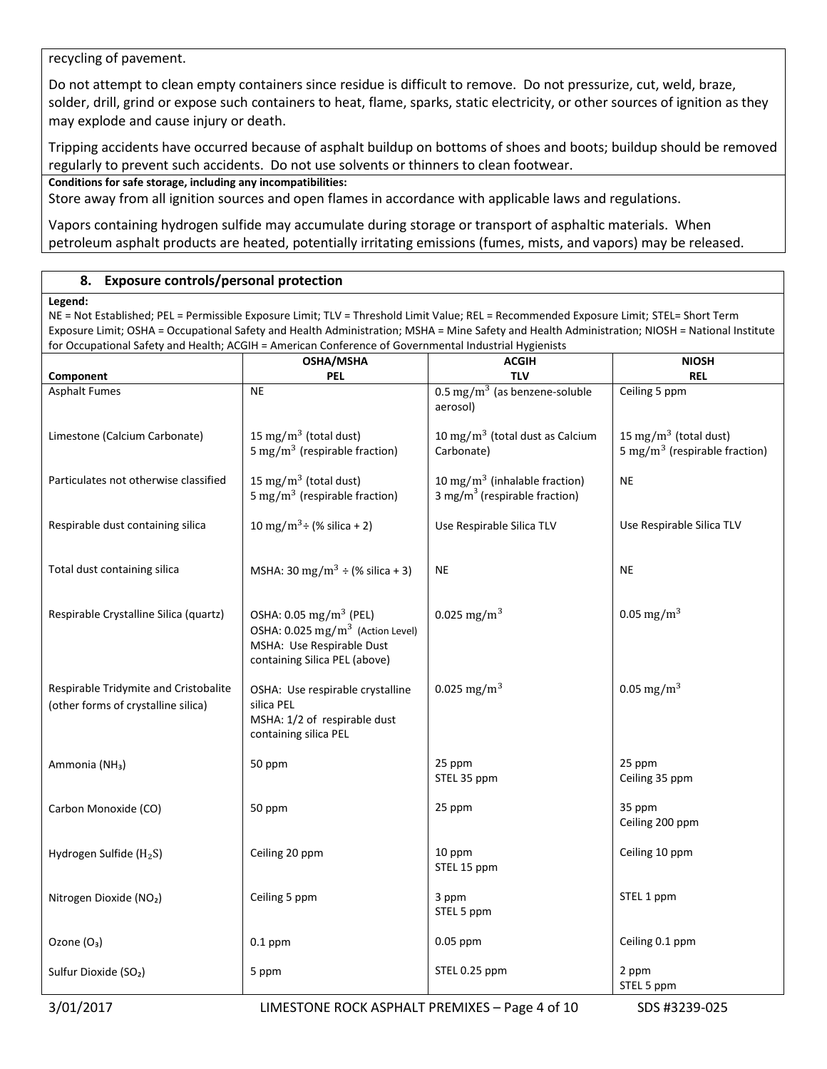recycling of pavement.

Do not attempt to clean empty containers since residue is difficult to remove. Do not pressurize, cut, weld, braze, solder, drill, grind or expose such containers to heat, flame, sparks, static electricity, or other sources of ignition as they may explode and cause injury or death.

Tripping accidents have occurred because of asphalt buildup on bottoms of shoes and boots; buildup should be removed regularly to prevent such accidents. Do not use solvents or thinners to clean footwear.

**Conditions for safe storage, including any incompatibilities:**

Store away from all ignition sources and open flames in accordance with applicable laws and regulations.

Vapors containing hydrogen sulfide may accumulate during storage or transport of asphaltic materials. When petroleum asphalt products are heated, potentially irritating emissions (fumes, mists, and vapors) may be released.

## 8. Exposure controls/personal protection

**Legend:**

NE = Not Established; PEL = Permissible Exposure Limit; TLV = Threshold Limit Value; REL = Recommended Exposure Limit; STEL= Short Term Exposure Limit; OSHA = Occupational Safety and Health Administration; MSHA = Mine Safety and Health Administration; NIOSH = National Institute for Occupational Safety and Health; ACGIH = American Conference of Governmental Industrial Hygienists

| Component | OSHA/MSHA PEL | ACGIH TLV | NIOSH REL |
|---|---|---|---|
| Asphalt Fumes | NE | 0.5 $mg/m^3$ (as benzene-soluble aerosol) | Ceiling 5 ppm |
| Limestone (Calcium Carbonate) | 15 $mg/m^3$ (total dust)<br>5 $mg/m^3$ (respirable fraction) | 10 $mg/m^3$ (total dust as Calcium Carbonate) | 15 $mg/m^3$ (total dust)<br>5 $mg/m^3$ (respirable fraction) |
| Particulates not otherwise classified | 15 $mg/m^3$ (total dust)<br>5 $mg/m^3$ (respirable fraction) | 10 $mg/m^3$ (inhalable fraction)<br>3 $mg/m^3$ (respirable fraction) | NE |
| Respirable dust containing silica | 10 $mg/m^3$ ÷ (% silica + 2) | Use Respirable Silica TLV | Use Respirable Silica TLV |
| Total dust containing silica | MSHA: 30 $mg/m^3$ ÷ (% silica + 3) | NE | NE |
| Respirable Crystalline Silica (quartz) | OSHA: 0.05 $mg/m^3$ (PEL)<br>OSHA: 0.025 $mg/m^3$ (Action Level)<br>MSHA: Use Respirable Dust containing Silica PEL (above) | 0.025 $mg/m^3$ | 0.05 $mg/m^3$ |
| Respirable Tridymite and Cristobalite (other forms of crystalline silica) | OSHA: Use respirable crystalline silica PEL<br>MSHA: 1/2 of respirable dust containing silica PEL | 0.025 $mg/m^3$ | 0.05 $mg/m^3$ |
| Ammonia ($NH_3$) | 50 ppm | 25 ppm<br>STEL 35 ppm | 25 ppm<br>Ceiling 35 ppm |
| Carbon Monoxide (CO) | 50 ppm | 25 ppm | 35 ppm<br>Ceiling 200 ppm |
| Hydrogen Sulfide ($H_2S$) | Ceiling 20 ppm | 10 ppm<br>STEL 15 ppm | Ceiling 10 ppm |
| Nitrogen Dioxide ($NO_2$) | Ceiling 5 ppm | 3 ppm<br>STEL 5 ppm | STEL 1 ppm |
| Ozone ($O_3$) | 0.1 ppm | 0.05 ppm | Ceiling 0.1 ppm |
| Sulfur Dioxide ($SO_2$) | 5 ppm | STEL 0.25 ppm | 2 ppm<br>STEL 5 ppm |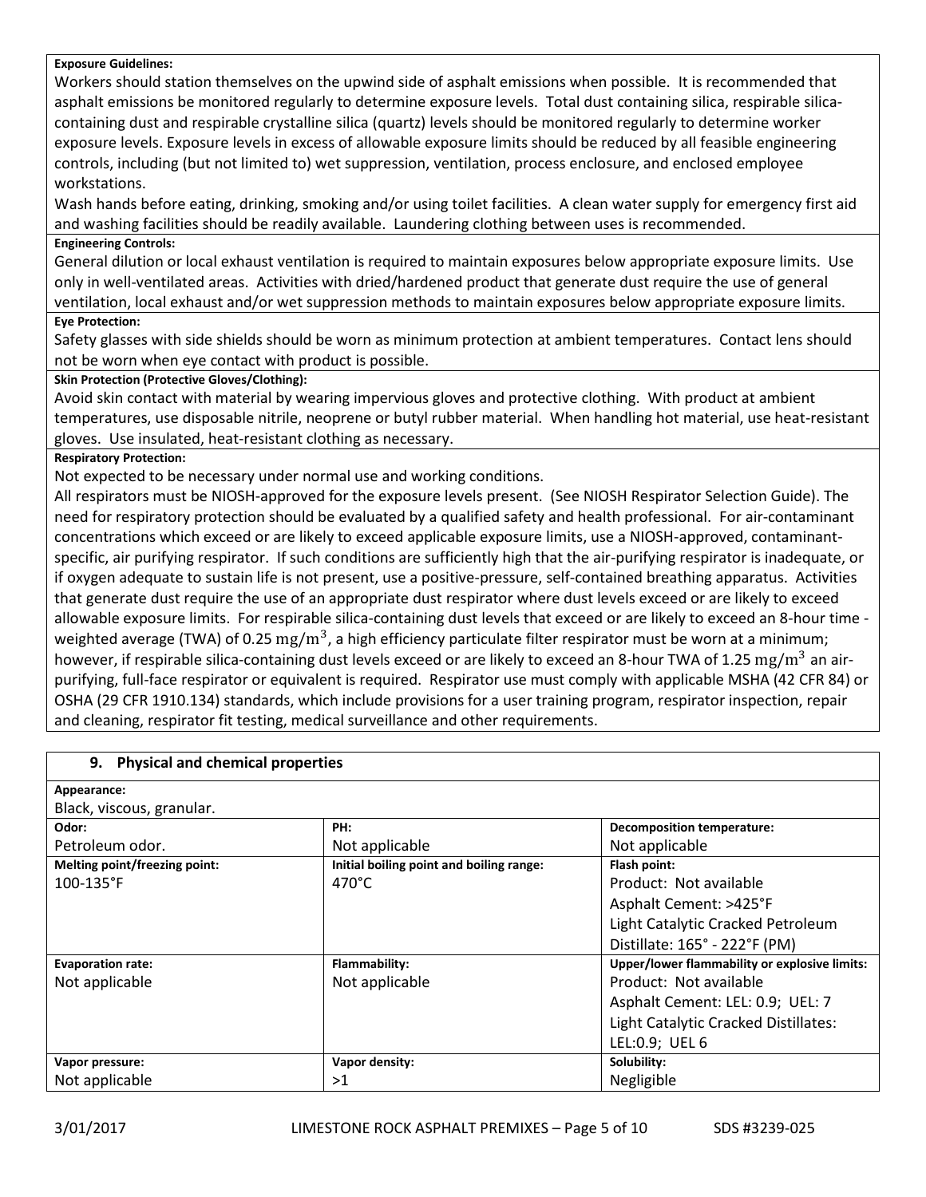**Exposure Guidelines:**

Workers should station themselves on the upwind side of asphalt emissions when possible. It is recommended that asphalt emissions be monitored regularly to determine exposure levels. Total dust containing silica, respirable silica-containing dust and respirable crystalline silica (quartz) levels should be monitored regularly to determine worker exposure levels. Exposure levels in excess of allowable exposure limits should be reduced by all feasible engineering controls, including (but not limited to) wet suppression, ventilation, process enclosure, and enclosed employee workstations.

Wash hands before eating, drinking, smoking and/or using toilet facilities. A clean water supply for emergency first aid and washing facilities should be readily available. Laundering clothing between uses is recommended.

**Engineering Controls:**

General dilution or local exhaust ventilation is required to maintain exposures below appropriate exposure limits. Use only in well-ventilated areas. Activities with dried/hardened product that generate dust require the use of general ventilation, local exhaust and/or wet suppression methods to maintain exposures below appropriate exposure limits.

**Eye Protection:**

Safety glasses with side shields should be worn as minimum protection at ambient temperatures. Contact lens should not be worn when eye contact with product is possible.

**Skin Protection (Protective Gloves/Clothing):**

Avoid skin contact with material by wearing impervious gloves and protective clothing. With product at ambient temperatures, use disposable nitrile, neoprene or butyl rubber material. When handling hot material, use heat-resistant gloves. Use insulated, heat-resistant clothing as necessary.

**Respiratory Protection:**

Not expected to be necessary under normal use and working conditions.

All respirators must be NIOSH-approved for the exposure levels present. (See NIOSH Respirator Selection Guide). The need for respiratory protection should be evaluated by a qualified safety and health professional. For air-contaminant concentrations which exceed or are likely to exceed applicable exposure limits, use a NIOSH-approved, contaminant-specific, air purifying respirator. If such conditions are sufficiently high that the air-purifying respirator is inadequate, or if oxygen adequate to sustain life is not present, use a positive-pressure, self-contained breathing apparatus. Activities that generate dust require the use of an appropriate dust respirator where dust levels exceed or are likely to exceed allowable exposure limits. For respirable silica-containing dust levels that exceed or are likely to exceed an 8-hour time - weighted average (TWA) of 0.25 $mg/m^3$, a high efficiency particulate filter respirator must be worn at a minimum; however, if respirable silica-containing dust levels exceed or are likely to exceed an 8-hour TWA of 1.25 $mg/m^3$ an air-purifying, full-face respirator or equivalent is required. Respirator use must comply with applicable MSHA (42 CFR 84) or OSHA (29 CFR 1910.134) standards, which include provisions for a user training program, respirator inspection, repair and cleaning, respirator fit testing, medical surveillance and other requirements.

## 9. Physical and chemical properties

**Appearance:**

Black, viscous, granular.

| **Odor:** | **PH:** | **Decomposition temperature:** |
|---|---|---|
| Petroleum odor. | Not applicable | Not applicable |
| **Melting point/freezing point:** | **Initial boiling point and boiling range:** | **Flash point:** |
| 100-135°F | 470°C | Product: Not available<br>Asphalt Cement: >425°F<br>Light Catalytic Cracked Petroleum Distillate: 165° - 222°F (PM) |
| **Evaporation rate:** | **Flammability:** | **Upper/lower flammability or explosive limits:** |
| Not applicable | Not applicable | Product: Not available<br>Asphalt Cement: LEL: 0.9; UEL: 7<br>Light Catalytic Cracked Distillates: LEL:0.9; UEL 6 |
| **Vapor pressure:** | **Vapor density:** | **Solubility:** |
| Not applicable | >1 | Negligible |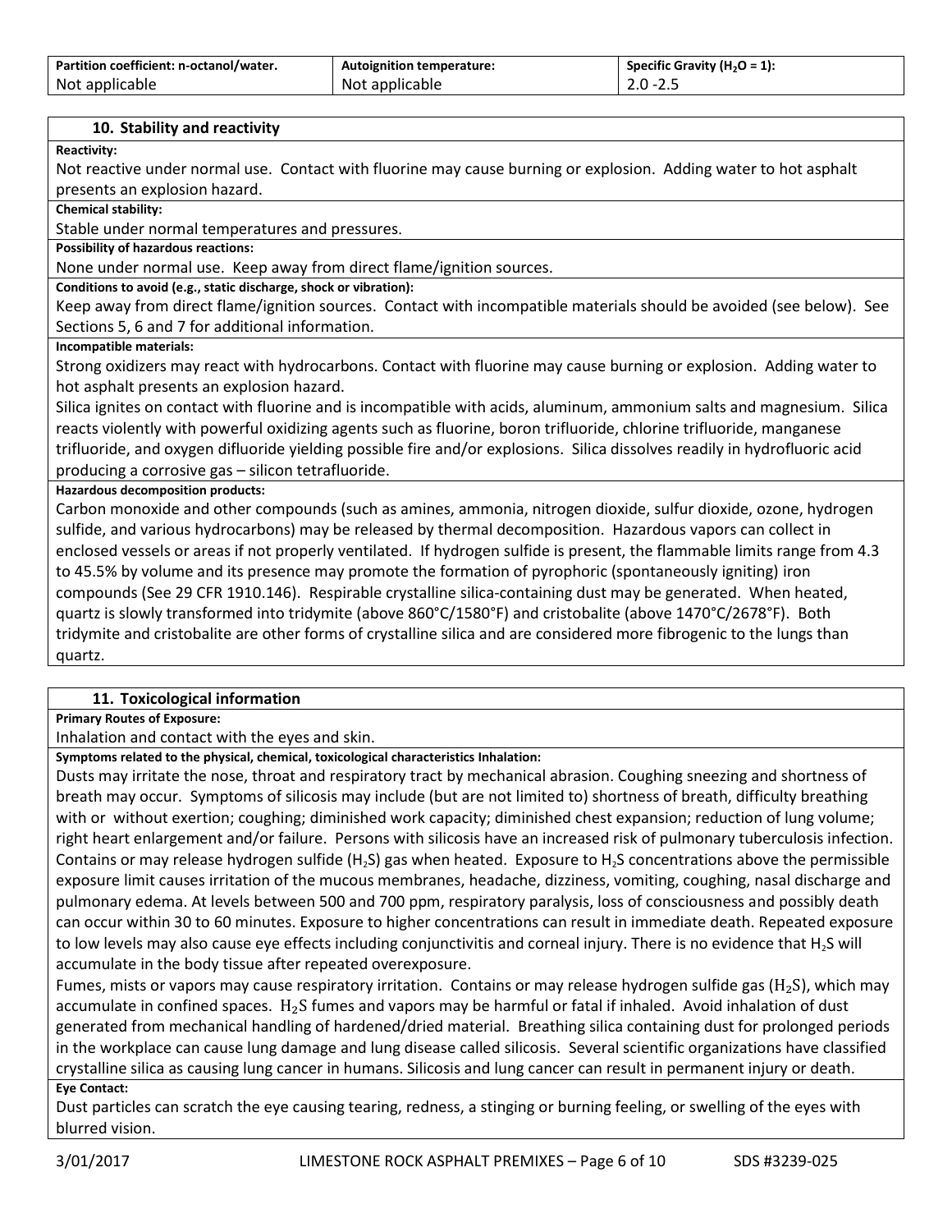| Partition coefficient: n-octanol/water. | Autoignition temperature: | Specific Gravity ($H_2O$ = 1): |
|---|---|---|
| Not applicable | Not applicable | 2.0 -2.5 |

## 10. Stability and reactivity

**Reactivity:**

Not reactive under normal use. Contact with fluorine may cause burning or explosion. Adding water to hot asphalt presents an explosion hazard.

**Chemical stability:**

Stable under normal temperatures and pressures.

**Possibility of hazardous reactions:**

None under normal use. Keep away from direct flame/ignition sources.

**Conditions to avoid (e.g., static discharge, shock or vibration):**

Keep away from direct flame/ignition sources. Contact with incompatible materials should be avoided (see below). See Sections 5, 6 and 7 for additional information.

**Incompatible materials:**

Strong oxidizers may react with hydrocarbons. Contact with fluorine may cause burning or explosion. Adding water to hot asphalt presents an explosion hazard.

Silica ignites on contact with fluorine and is incompatible with acids, aluminum, ammonium salts and magnesium. Silica reacts violently with powerful oxidizing agents such as fluorine, boron trifluoride, chlorine trifluoride, manganese trifluoride, and oxygen difluoride yielding possible fire and/or explosions. Silica dissolves readily in hydrofluoric acid producing a corrosive gas – silicon tetrafluoride.

**Hazardous decomposition products:**

Carbon monoxide and other compounds (such as amines, ammonia, nitrogen dioxide, sulfur dioxide, ozone, hydrogen sulfide, and various hydrocarbons) may be released by thermal decomposition. Hazardous vapors can collect in enclosed vessels or areas if not properly ventilated. If hydrogen sulfide is present, the flammable limits range from 4.3 to 45.5% by volume and its presence may promote the formation of pyrophoric (spontaneously igniting) iron compounds (See 29 CFR 1910.146). Respirable crystalline silica-containing dust may be generated. When heated, quartz is slowly transformed into tridymite (above 860°C/1580°F) and cristobalite (above 1470°C/2678°F). Both tridymite and cristobalite are other forms of crystalline silica and are considered more fibrogenic to the lungs than quartz.

## 11. Toxicological information

**Primary Routes of Exposure:**

Inhalation and contact with the eyes and skin.

**Symptoms related to the physical, chemical, toxicological characteristics Inhalation:**

Dusts may irritate the nose, throat and respiratory tract by mechanical abrasion. Coughing sneezing and shortness of breath may occur. Symptoms of silicosis may include (but are not limited to) shortness of breath, difficulty breathing with or without exertion; coughing; diminished work capacity; diminished chest expansion; reduction of lung volume; right heart enlargement and/or failure. Persons with silicosis have an increased risk of pulmonary tuberculosis infection. Contains or may release hydrogen sulfide ($H_2S$) gas when heated. Exposure to $H_2S$ concentrations above the permissible exposure limit causes irritation of the mucous membranes, headache, dizziness, vomiting, coughing, nasal discharge and pulmonary edema. At levels between 500 and 700 ppm, respiratory paralysis, loss of consciousness and possibly death can occur within 30 to 60 minutes. Exposure to higher concentrations can result in immediate death. Repeated exposure to low levels may also cause eye effects including conjunctivitis and corneal injury. There is no evidence that $H_2S$ will accumulate in the body tissue after repeated overexposure.

Fumes, mists or vapors may cause respiratory irritation. Contains or may release hydrogen sulfide gas ($H_2S$), which may accumulate in confined spaces. $H_2S$ fumes and vapors may be harmful or fatal if inhaled. Avoid inhalation of dust generated from mechanical handling of hardened/dried material. Breathing silica containing dust for prolonged periods in the workplace can cause lung damage and lung disease called silicosis. Several scientific organizations have classified crystalline silica as causing lung cancer in humans. Silicosis and lung cancer can result in permanent injury or death.

**Eye Contact:**

Dust particles can scratch the eye causing tearing, redness, a stinging or burning feeling, or swelling of the eyes with blurred vision.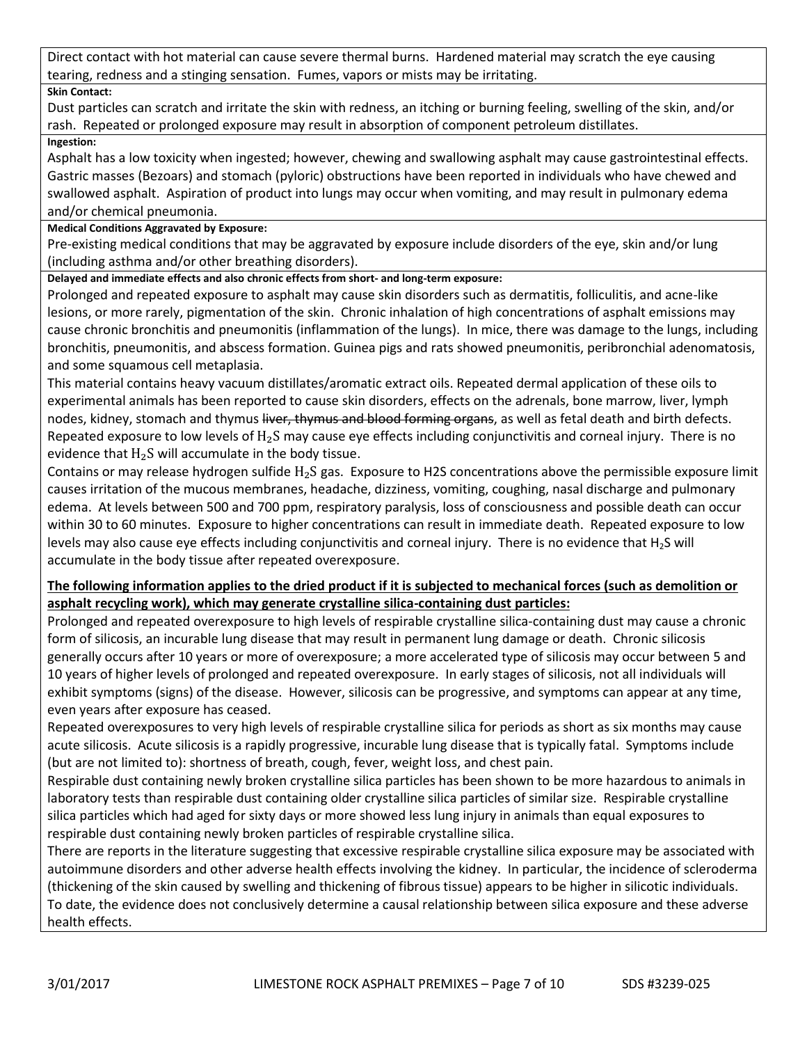Direct contact with hot material can cause severe thermal burns. Hardened material may scratch the eye causing tearing, redness and a stinging sensation. Fumes, vapors or mists may be irritating.

**Skin Contact:**

Dust particles can scratch and irritate the skin with redness, an itching or burning feeling, swelling of the skin, and/or rash. Repeated or prolonged exposure may result in absorption of component petroleum distillates.

**Ingestion:**

Asphalt has a low toxicity when ingested; however, chewing and swallowing asphalt may cause gastrointestinal effects. Gastric masses (Bezoars) and stomach (pyloric) obstructions have been reported in individuals who have chewed and swallowed asphalt. Aspiration of product into lungs may occur when vomiting, and may result in pulmonary edema and/or chemical pneumonia.

**Medical Conditions Aggravated by Exposure:**

Pre-existing medical conditions that may be aggravated by exposure include disorders of the eye, skin and/or lung (including asthma and/or other breathing disorders).

**Delayed and immediate effects and also chronic effects from short- and long-term exposure:**

Prolonged and repeated exposure to asphalt may cause skin disorders such as dermatitis, folliculitis, and acne-like lesions, or more rarely, pigmentation of the skin. Chronic inhalation of high concentrations of asphalt emissions may cause chronic bronchitis and pneumonitis (inflammation of the lungs). In mice, there was damage to the lungs, including bronchitis, pneumonitis, and abscess formation. Guinea pigs and rats showed pneumonitis, peribronchial adenomatosis, and some squamous cell metaplasia.

This material contains heavy vacuum distillates/aromatic extract oils. Repeated dermal application of these oils to experimental animals has been reported to cause skin disorders, effects on the adrenals, bone marrow, liver, lymph nodes, kidney, stomach and thymus ~~liver, thymus and blood forming organs~~, as well as fetal death and birth defects. Repeated exposure to low levels of $H_2S$ may cause eye effects including conjunctivitis and corneal injury. There is no evidence that $H_2S$ will accumulate in the body tissue.

Contains or may release hydrogen sulfide $H_2S$ gas. Exposure to H2S concentrations above the permissible exposure limit causes irritation of the mucous membranes, headache, dizziness, vomiting, coughing, nasal discharge and pulmonary edema. At levels between 500 and 700 ppm, respiratory paralysis, loss of consciousness and possible death can occur within 30 to 60 minutes. Exposure to higher concentrations can result in immediate death. Repeated exposure to low levels may also cause eye effects including conjunctivitis and corneal injury. There is no evidence that $H_2S$ will accumulate in the body tissue after repeated overexposure.

**The following information applies to the dried product if it is subjected to mechanical forces (such as demolition or asphalt recycling work), which may generate crystalline silica-containing dust particles:**

Prolonged and repeated overexposure to high levels of respirable crystalline silica-containing dust may cause a chronic form of silicosis, an incurable lung disease that may result in permanent lung damage or death. Chronic silicosis generally occurs after 10 years or more of overexposure; a more accelerated type of silicosis may occur between 5 and 10 years of higher levels of prolonged and repeated overexposure. In early stages of silicosis, not all individuals will exhibit symptoms (signs) of the disease. However, silicosis can be progressive, and symptoms can appear at any time, even years after exposure has ceased.

Repeated overexposures to very high levels of respirable crystalline silica for periods as short as six months may cause acute silicosis. Acute silicosis is a rapidly progressive, incurable lung disease that is typically fatal. Symptoms include (but are not limited to): shortness of breath, cough, fever, weight loss, and chest pain.

Respirable dust containing newly broken crystalline silica particles has been shown to be more hazardous to animals in laboratory tests than respirable dust containing older crystalline silica particles of similar size. Respirable crystalline silica particles which had aged for sixty days or more showed less lung injury in animals than equal exposures to respirable dust containing newly broken particles of respirable crystalline silica.

There are reports in the literature suggesting that excessive respirable crystalline silica exposure may be associated with autoimmune disorders and other adverse health effects involving the kidney. In particular, the incidence of scleroderma (thickening of the skin caused by swelling and thickening of fibrous tissue) appears to be higher in silicotic individuals. To date, the evidence does not conclusively determine a causal relationship between silica exposure and these adverse health effects.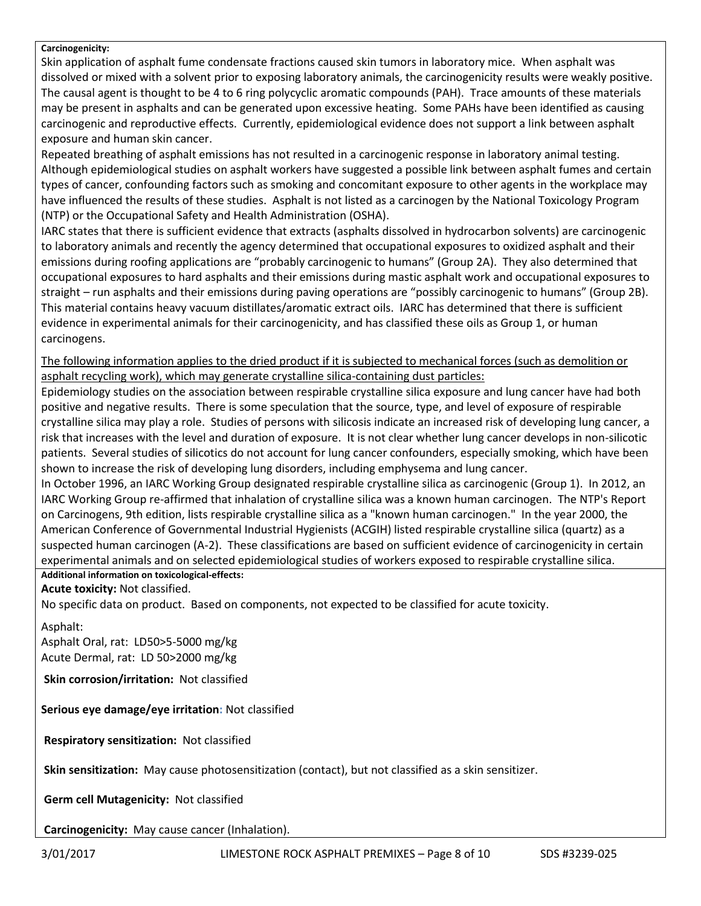**Carcinogenicity:**

Skin application of asphalt fume condensate fractions caused skin tumors in laboratory mice. When asphalt was dissolved or mixed with a solvent prior to exposing laboratory animals, the carcinogenicity results were weakly positive. The causal agent is thought to be 4 to 6 ring polycyclic aromatic compounds (PAH). Trace amounts of these materials may be present in asphalts and can be generated upon excessive heating. Some PAHs have been identified as causing carcinogenic and reproductive effects. Currently, epidemiological evidence does not support a link between asphalt exposure and human skin cancer.

Repeated breathing of asphalt emissions has not resulted in a carcinogenic response in laboratory animal testing. Although epidemiological studies on asphalt workers have suggested a possible link between asphalt fumes and certain types of cancer, confounding factors such as smoking and concomitant exposure to other agents in the workplace may have influenced the results of these studies. Asphalt is not listed as a carcinogen by the National Toxicology Program (NTP) or the Occupational Safety and Health Administration (OSHA).

IARC states that there is sufficient evidence that extracts (asphalts dissolved in hydrocarbon solvents) are carcinogenic to laboratory animals and recently the agency determined that occupational exposures to oxidized asphalt and their emissions during roofing applications are "probably carcinogenic to humans" (Group 2A). They also determined that occupational exposures to hard asphalts and their emissions during mastic asphalt work and occupational exposures to straight – run asphalts and their emissions during paving operations are "possibly carcinogenic to humans" (Group 2B). This material contains heavy vacuum distillates/aromatic extract oils. IARC has determined that there is sufficient evidence in experimental animals for their carcinogenicity, and has classified these oils as Group 1, or human carcinogens.

<u>The following information applies to the dried product if it is subjected to mechanical forces (such as demolition or asphalt recycling work), which may generate crystalline silica-containing dust particles:</u>

Epidemiology studies on the association between respirable crystalline silica exposure and lung cancer have had both positive and negative results. There is some speculation that the source, type, and level of exposure of respirable crystalline silica may play a role. Studies of persons with silicosis indicate an increased risk of developing lung cancer, a risk that increases with the level and duration of exposure. It is not clear whether lung cancer develops in non-silicotic patients. Several studies of silicotics do not account for lung cancer confounders, especially smoking, which have been shown to increase the risk of developing lung disorders, including emphysema and lung cancer.

In October 1996, an IARC Working Group designated respirable crystalline silica as carcinogenic (Group 1). In 2012, an IARC Working Group re-affirmed that inhalation of crystalline silica was a known human carcinogen. The NTP's Report on Carcinogens, 9th edition, lists respirable crystalline silica as a "known human carcinogen." In the year 2000, the American Conference of Governmental Industrial Hygienists (ACGIH) listed respirable crystalline silica (quartz) as a suspected human carcinogen (A-2). These classifications are based on sufficient evidence of carcinogenicity in certain experimental animals and on selected epidemiological studies of workers exposed to respirable crystalline silica.

**Additional information on toxicological-effects:**

**Acute toxicity:** Not classified.

No specific data on product. Based on components, not expected to be classified for acute toxicity.

Asphalt:
Asphalt Oral, rat: LD50>5-5000 mg/kg
Acute Dermal, rat: LD 50>2000 mg/kg

**Skin corrosion/irritation:** Not classified

**Serious eye damage/eye irritation:** Not classified

**Respiratory sensitization:** Not classified

**Skin sensitization:** May cause photosensitization (contact), but not classified as a skin sensitizer.

**Germ cell Mutagenicity:** Not classified

**Carcinogenicity:** May cause cancer (Inhalation).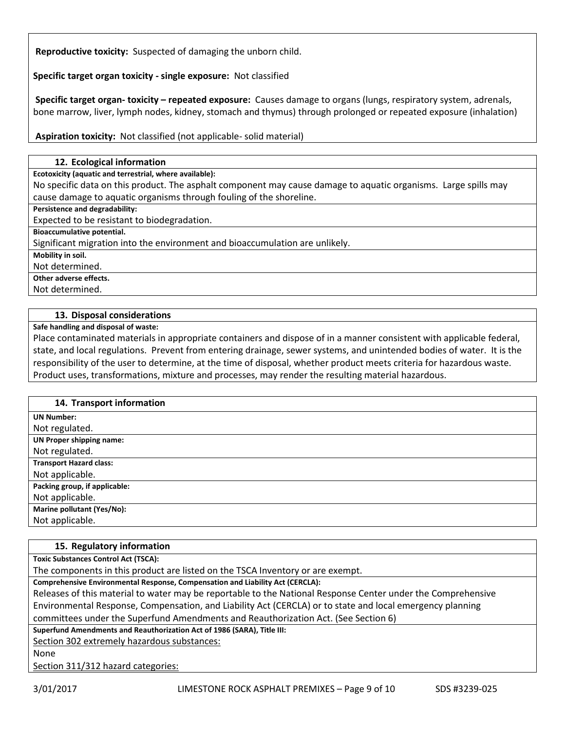**Reproductive toxicity:** Suspected of damaging the unborn child.

**Specific target organ toxicity - single exposure:** Not classified

**Specific target organ- toxicity – repeated exposure:** Causes damage to organs (lungs, respiratory system, adrenals, bone marrow, liver, lymph nodes, kidney, stomach and thymus) through prolonged or repeated exposure (inhalation)

**Aspiration toxicity:** Not classified (not applicable- solid material)

## 12. Ecological information

**Ecotoxicity (aquatic and terrestrial, where available):**

No specific data on this product. The asphalt component may cause damage to aquatic organisms. Large spills may cause damage to aquatic organisms through fouling of the shoreline.

**Persistence and degradability:**

Expected to be resistant to biodegradation.

**Bioaccumulative potential.**

Significant migration into the environment and bioaccumulation are unlikely.

**Mobility in soil.**

Not determined.

**Other adverse effects.**

Not determined.

## 13. Disposal considerations

**Safe handling and disposal of waste:**

Place contaminated materials in appropriate containers and dispose of in a manner consistent with applicable federal, state, and local regulations. Prevent from entering drainage, sewer systems, and unintended bodies of water. It is the responsibility of the user to determine, at the time of disposal, whether product meets criteria for hazardous waste. Product uses, transformations, mixture and processes, may render the resulting material hazardous.

## 14. Transport information

**UN Number:**

Not regulated.

**UN Proper shipping name:**

Not regulated.

**Transport Hazard class:**

Not applicable.

**Packing group, if applicable:**

Not applicable.

**Marine pollutant (Yes/No):**

Not applicable.

## 15. Regulatory information

**Toxic Substances Control Act (TSCA):**

The components in this product are listed on the TSCA Inventory or are exempt.

**Comprehensive Environmental Response, Compensation and Liability Act (CERCLA):**

Releases of this material to water may be reportable to the National Response Center under the Comprehensive Environmental Response, Compensation, and Liability Act (CERCLA) or to state and local emergency planning committees under the Superfund Amendments and Reauthorization Act. (See Section 6)

**Superfund Amendments and Reauthorization Act of 1986 (SARA), Title III:**

Section 302 extremely hazardous substances:

None

Section 311/312 hazard categories: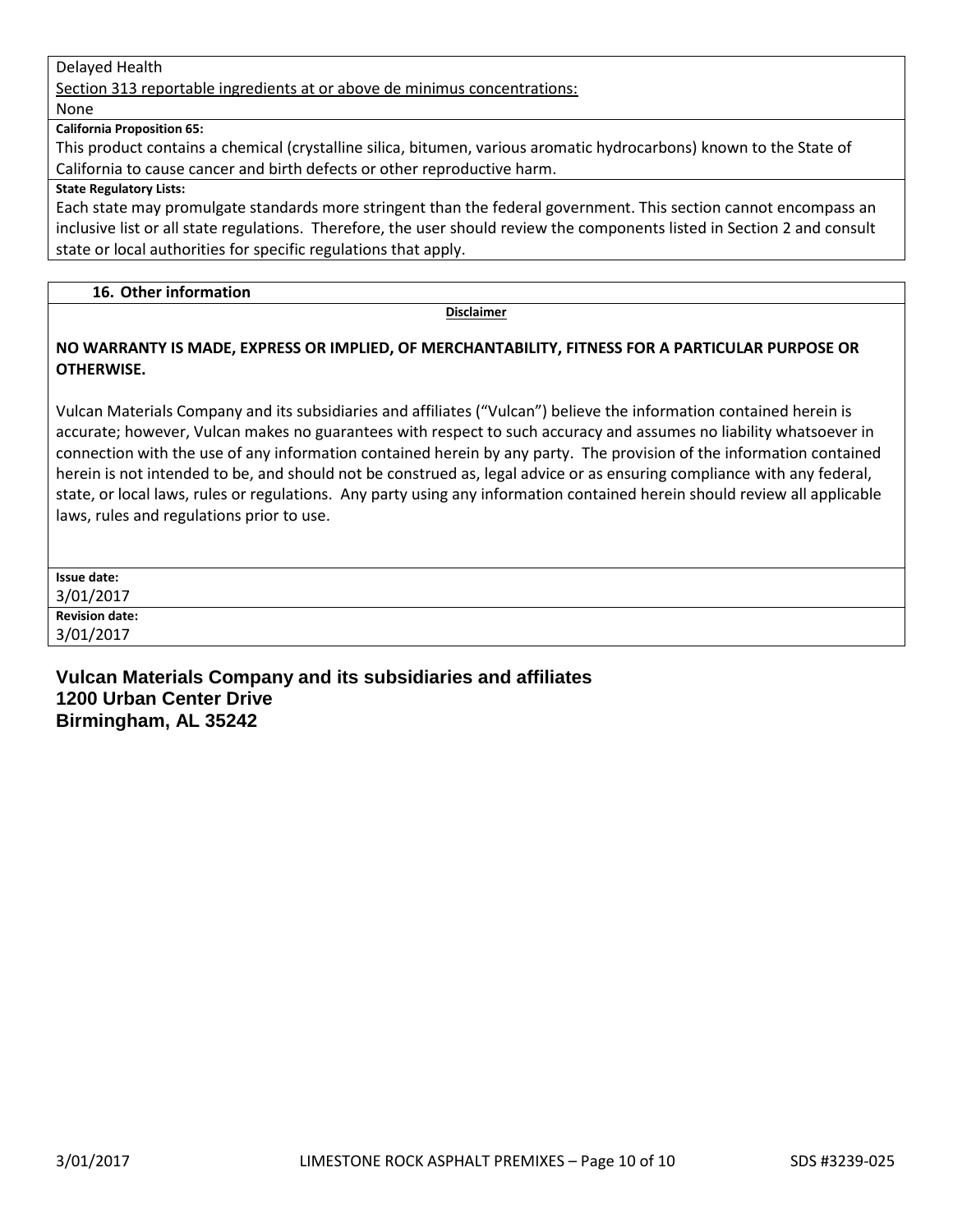Delayed Health

Section 313 reportable ingredients at or above de minimus concentrations:

None

**California Proposition 65:**

This product contains a chemical (crystalline silica, bitumen, various aromatic hydrocarbons) known to the State of California to cause cancer and birth defects or other reproductive harm.

**State Regulatory Lists:**

Each state may promulgate standards more stringent than the federal government. This section cannot encompass an inclusive list or all state regulations. Therefore, the user should review the components listed in Section 2 and consult state or local authorities for specific regulations that apply.

## 16. Other information

**Disclaimer**

**NO WARRANTY IS MADE, EXPRESS OR IMPLIED, OF MERCHANTABILITY, FITNESS FOR A PARTICULAR PURPOSE OR OTHERWISE.**

Vulcan Materials Company and its subsidiaries and affiliates ("Vulcan") believe the information contained herein is accurate; however, Vulcan makes no guarantees with respect to such accuracy and assumes no liability whatsoever in connection with the use of any information contained herein by any party. The provision of the information contained herein is not intended to be, and should not be construed as, legal advice or as ensuring compliance with any federal, state, or local laws, rules or regulations. Any party using any information contained herein should review all applicable laws, rules and regulations prior to use.

**Issue date:**
3/01/2017

**Revision date:**
3/01/2017

**Vulcan Materials Company and its subsidiaries and affiliates**
**1200 Urban Center Drive**
**Birmingham, AL 35242**